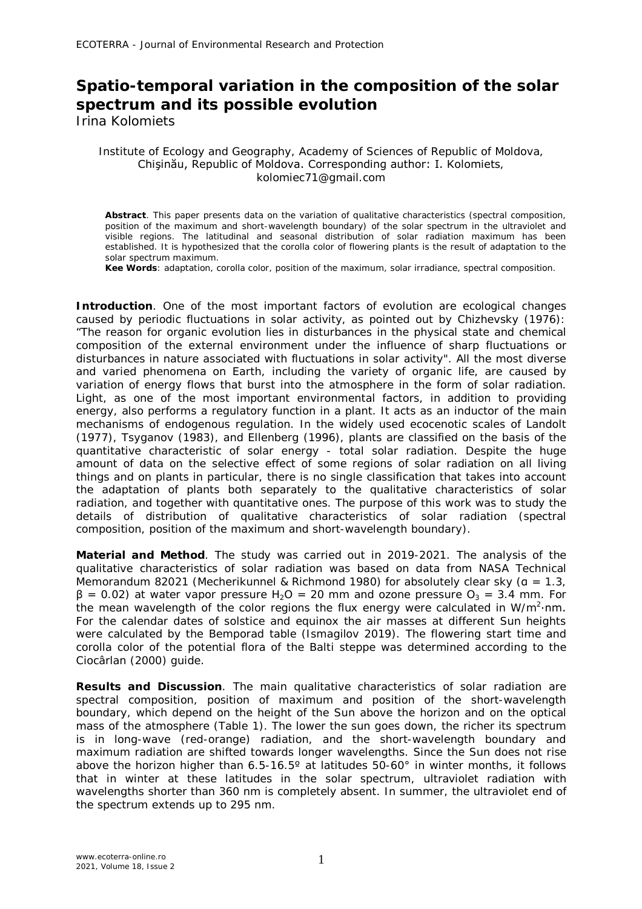# Spatio-temporal variation in the composition of the solar spectrum and its possible evolution

Irina Kolomiets

Institute of Ecology and Geography, Academy of Sciences of Republic of Moldova, Chişinău, Republic of Moldova. Corresponding author: I. Kolomiets, kolomiec71@gmail.com

**Abstract**. This paper presents data on the variation of qualitative characteristics (spectral composition, position of the maximum and short-wavelength boundary) of the solar spectrum in the ultraviolet and visible regions. The latitudinal and seasonal distribution of solar radiation maximum has been established. It is hypothesized that the corolla color of flowering plants is the result of adaptation to the solar spectrum maximum.

**Kee Words**: adaptation, corolla color, position of the maximum, solar irradiance, spectral composition.

**Introduction**. One of the most important factors of evolution are ecological changes caused by periodic fluctuations in solar activity, as pointed out by Chizhevsky (1976): "The reason for organic evolution lies in disturbances in the physical state and chemical composition of the external environment under the influence of sharp fluctuations or disturbances in nature associated with fluctuations in solar activity". All the most diverse and varied phenomena on Earth, including the variety of organic life, are caused by variation of energy flows that burst into the atmosphere in the form of solar radiation. Light, as one of the most important environmental factors, in addition to providing energy, also performs a regulatory function in a plant. It acts as an inductor of the main mechanisms of endogenous regulation. In the widely used ecocenotic scales of Landolt (1977), Tsyganov (1983), and Ellenberg (1996), plants are classified on the basis of the quantitative characteristic of solar energy - total solar radiation. Despite the huge amount of data on the selective effect of some regions of solar radiation on all living things and on plants in particular, there is no single classification that takes into account the adaptation of plants both separately to the qualitative characteristics of solar radiation, and together with quantitative ones. The purpose of this work was to study the details of distribution of qualitative characteristics of solar radiation (spectral composition, position of the maximum and short-wavelength boundary).

**Material and Method**. The study was carried out in 2019-2021. The analysis of the qualitative characteristics of solar radiation was based on data from NASA Technical Memorandum 82021 (Mecherikunnel & Richmond 1980) for absolutely clear sky ($\alpha = 1.3$, $\beta = 0.02$) at water vapor pressure $H_2O$ = 20 mm and ozone pressure $O_3$ = 3.4 mm. For the mean wavelength of the color regions the flux energy were calculated in $W/m^2{\cdot}nm$. For the calendar dates of solstice and equinox the air masses at different Sun heights were calculated by the Bemporad table (Ismagilov 2019). The flowering start time and corolla color of the potential flora of the Balti steppe was determined according to the Ciocârlan (2000) guide.

**Results and Discussion**. The main qualitative characteristics of solar radiation are spectral composition, position of maximum and position of the short-wavelength boundary, which depend on the height of the Sun above the horizon and on the optical mass of the atmosphere (Table 1). The lower the sun goes down, the richer its spectrum is in long-wave (red-orange) radiation, and the short-wavelength boundary and maximum radiation are shifted towards longer wavelengths. Since the Sun does not rise above the horizon higher than 6.5-16.5º at latitudes 50-60° in winter months, it follows that in winter at these latitudes in the solar spectrum, ultraviolet radiation with wavelengths shorter than 360 nm is completely absent. In summer, the ultraviolet end of the spectrum extends up to 295 nm.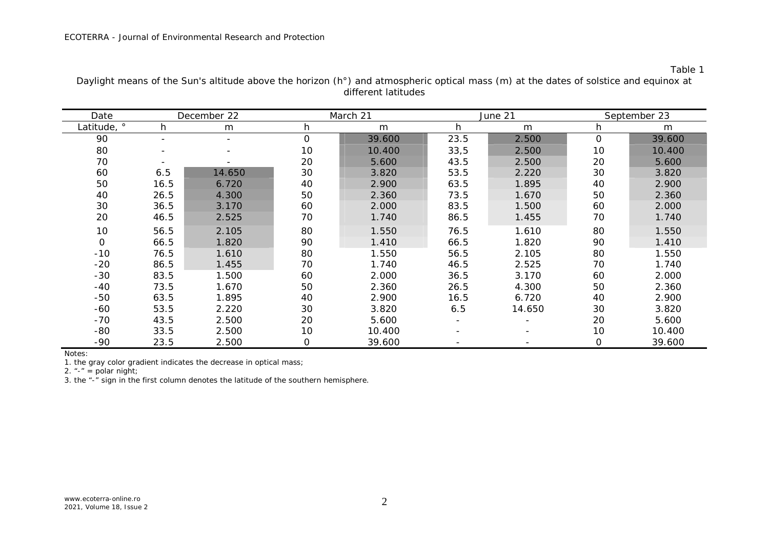Table 1

Daylight means of the Sun's altitude above the horizon (h°) and atmospheric optical mass (m) at the dates of solstice and equinox at different latitudes

| Date | December 22 | | March 21 | | June 21 | | September 23 | |
|---|---|---|---|---|---|---|---|---|
| Latitude, ° | h | m | h | m | h | m | h | m |
| 90 | - | - | 0 | 39.600 | 23.5 | 2.500 | 0 | 39.600 |
| 80 | - | - | 10 | 10.400 | 33,5 | 2.500 | 10 | 10.400 |
| 70 | - | - | 20 | 5.600 | 43.5 | 2.500 | 20 | 5.600 |
| 60 | 6.5 | 14.650 | 30 | 3.820 | 53.5 | 2.220 | 30 | 3.820 |
| 50 | 16.5 | 6.720 | 40 | 2.900 | 63.5 | 1.895 | 40 | 2.900 |
| 40 | 26.5 | 4.300 | 50 | 2.360 | 73.5 | 1.670 | 50 | 2.360 |
| 30 | 36.5 | 3.170 | 60 | 2.000 | 83.5 | 1.500 | 60 | 2.000 |
| 20 | 46.5 | 2.525 | 70 | 1.740 | 86.5 | 1.455 | 70 | 1.740 |
| 10 | 56.5 | 2.105 | 80 | 1.550 | 76.5 | 1.610 | 80 | 1.550 |
| 0 | 66.5 | 1.820 | 90 | 1.410 | 66.5 | 1.820 | 90 | 1.410 |
| -10 | 76.5 | 1.610 | 80 | 1.550 | 56.5 | 2.105 | 80 | 1.550 |
| -20 | 86.5 | 1.455 | 70 | 1.740 | 46.5 | 2.525 | 70 | 1.740 |
| -30 | 83.5 | 1.500 | 60 | 2.000 | 36.5 | 3.170 | 60 | 2.000 |
| -40 | 73.5 | 1.670 | 50 | 2.360 | 26.5 | 4.300 | 50 | 2.360 |
| -50 | 63.5 | 1.895 | 40 | 2.900 | 16.5 | 6.720 | 40 | 2.900 |
| -60 | 53.5 | 2.220 | 30 | 3.820 | 6.5 | 14.650 | 30 | 3.820 |
| -70 | 43.5 | 2.500 | 20 | 5.600 | - | - | 20 | 5.600 |
| -80 | 33.5 | 2.500 | 10 | 10.400 | - | - | 10 | 10.400 |
| -90 | 23.5 | 2.500 | 0 | 39.600 | - | - | 0 | 39.600 |

Notes:

1. the gray color gradient indicates the decrease in optical mass;
2. "-" = polar night;
3. the "-" sign in the first column denotes the latitude of the southern hemisphere.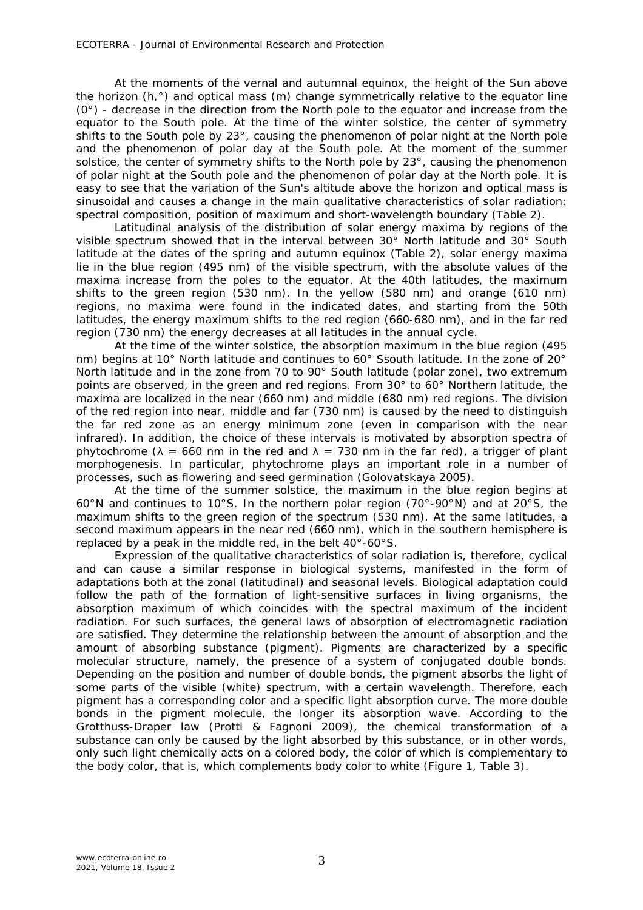At the moments of the vernal and autumnal equinox, the height of the Sun above the horizon (h,°) and optical mass (m) change symmetrically relative to the equator line (0°) - decrease in the direction from the North pole to the equator and increase from the equator to the South pole. At the time of the winter solstice, the center of symmetry shifts to the South pole by 23°, causing the phenomenon of polar night at the North pole and the phenomenon of polar day at the South pole. At the moment of the summer solstice, the center of symmetry shifts to the North pole by 23°, causing the phenomenon of polar night at the South pole and the phenomenon of polar day at the North pole. It is easy to see that the variation of the Sun's altitude above the horizon and optical mass is sinusoidal and causes a change in the main qualitative characteristics of solar radiation: spectral composition, position of maximum and short-wavelength boundary (Table 2).

Latitudinal analysis of the distribution of solar energy maxima by regions of the visible spectrum showed that in the interval between 30° North latitude and 30° South latitude at the dates of the spring and autumn equinox (Table 2), solar energy maxima lie in the blue region (495 nm) of the visible spectrum, with the absolute values of the maxima increase from the poles to the equator. At the 40th latitudes, the maximum shifts to the green region (530 nm). In the yellow (580 nm) and orange (610 nm) regions, no maxima were found in the indicated dates, and starting from the 50th latitudes, the energy maximum shifts to the red region (660-680 nm), and in the far red region (730 nm) the energy decreases at all latitudes in the annual cycle.

At the time of the winter solstice, the absorption maximum in the blue region (495 nm) begins at 10° North latitude and continues to 60° Ssouth latitude. In the zone of 20° North latitude and in the zone from 70 to 90° South latitude (polar zone), two extremum points are observed, in the green and red regions. From 30° to 60° Northern latitude, the maxima are localized in the near (660 nm) and middle (680 nm) red regions. The division of the red region into near, middle and far (730 nm) is caused by the need to distinguish the far red zone as an energy minimum zone (even in comparison with the near infrared). In addition, the choice of these intervals is motivated by absorption spectra of phytochrome ($\lambda$ = 660 nm in the red and $\lambda$ = 730 nm in the far red), a trigger of plant morphogenesis. In particular, phytochrome plays an important role in a number of processes, such as flowering and seed germination (Golovatskaya 2005).

At the time of the summer solstice, the maximum in the blue region begins at 60°N and continues to 10°S. In the northern polar region (70°-90°N) and at 20°S, the maximum shifts to the green region of the spectrum (530 nm). At the same latitudes, a second maximum appears in the near red (660 nm), which in the southern hemisphere is replaced by a peak in the middle red, in the belt 40°-60°S.

Expression of the qualitative characteristics of solar radiation is, therefore, cyclical and can cause a similar response in biological systems, manifested in the form of adaptations both at the zonal (latitudinal) and seasonal levels. Biological adaptation could follow the path of the formation of light-sensitive surfaces in living organisms, the absorption maximum of which coincides with the spectral maximum of the incident radiation. For such surfaces, the general laws of absorption of electromagnetic radiation are satisfied. They determine the relationship between the amount of absorption and the amount of absorbing substance (pigment). Pigments are characterized by a specific molecular structure, namely, the presence of a system of conjugated double bonds. Depending on the position and number of double bonds, the pigment absorbs the light of some parts of the visible (white) spectrum, with a certain wavelength. Therefore, each pigment has a corresponding color and a specific light absorption curve. The more double bonds in the pigment molecule, the longer its absorption wave. According to the Grotthuss-Draper law (Protti & Fagnoni 2009), the chemical transformation of a substance can only be caused by the light absorbed by this substance, or in other words, only such light chemically acts on a colored body, the color of which is complementary to the body color, that is, which complements body color to white (Figure 1, Table 3).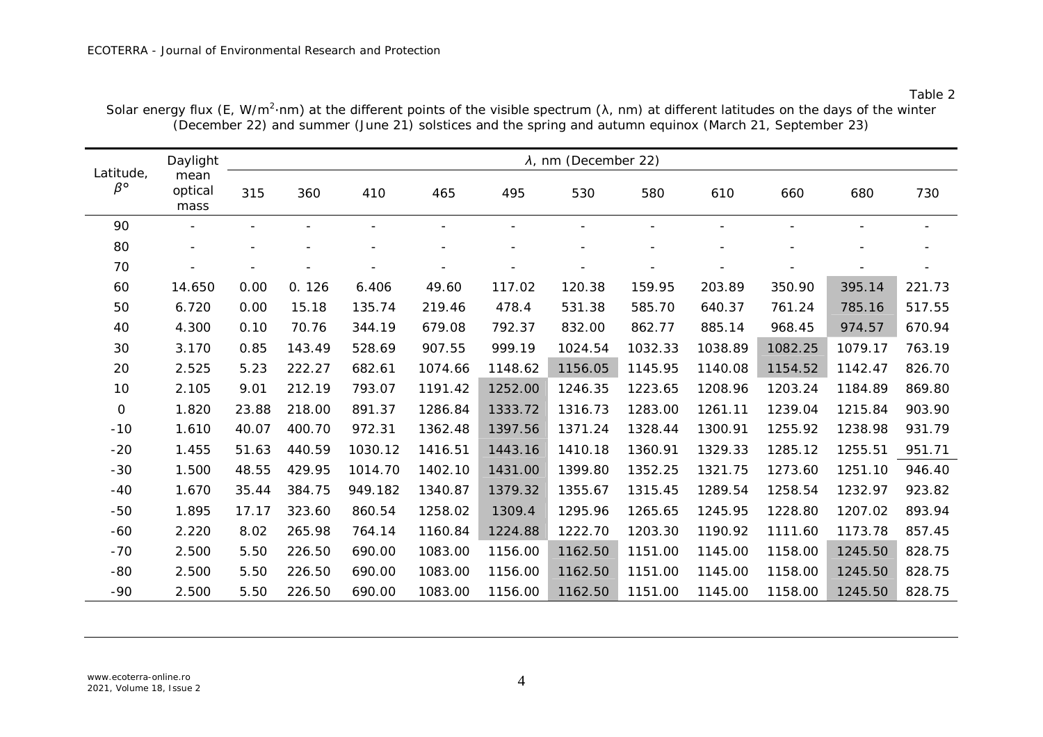Table 2

Solar energy flux (E, $W/m^2 \cdot nm$) at the different points of the visible spectrum (λ, nm) at different latitudes on the days of the winter (December 22) and summer (June 21) solstices and the spring and autumn equinox (March 21, September 23)

| Latitude, $\beta$° | Daylight mean optical mass | λ, nm (December 22) | | | | | | | | | | |
|---|---|---|---|---|---|---|---|---|---|---|---|---|
| | | 315 | 360 | 410 | 465 | 495 | 530 | 580 | 610 | 660 | 680 | 730 |
| 90 | - | - | - | - | - | - | - | - | - | - | - | - |
| 80 | - | - | - | - | - | - | - | - | - | - | - | - |
| 70 | - | - | - | - | - | - | - | - | - | - | - | - |
| 60 | 14.650 | 0.00 | 0. 126 | 6.406 | 49.60 | 117.02 | 120.38 | 159.95 | 203.89 | 350.90 | 395.14 | 221.73 |
| 50 | 6.720 | 0.00 | 15.18 | 135.74 | 219.46 | 478.4 | 531.38 | 585.70 | 640.37 | 761.24 | 785.16 | 517.55 |
| 40 | 4.300 | 0.10 | 70.76 | 344.19 | 679.08 | 792.37 | 832.00 | 862.77 | 885.14 | 968.45 | 974.57 | 670.94 |
| 30 | 3.170 | 0.85 | 143.49 | 528.69 | 907.55 | 999.19 | 1024.54 | 1032.33 | 1038.89 | 1082.25 | 1079.17 | 763.19 |
| 20 | 2.525 | 5.23 | 222.27 | 682.61 | 1074.66 | 1148.62 | 1156.05 | 1145.95 | 1140.08 | 1154.52 | 1142.47 | 826.70 |
| 10 | 2.105 | 9.01 | 212.19 | 793.07 | 1191.42 | 1252.00 | 1246.35 | 1223.65 | 1208.96 | 1203.24 | 1184.89 | 869.80 |
| 0 | 1.820 | 23.88 | 218.00 | 891.37 | 1286.84 | 1333.72 | 1316.73 | 1283.00 | 1261.11 | 1239.04 | 1215.84 | 903.90 |
| -10 | 1.610 | 40.07 | 400.70 | 972.31 | 1362.48 | 1397.56 | 1371.24 | 1328.44 | 1300.91 | 1255.92 | 1238.98 | 931.79 |
| -20 | 1.455 | 51.63 | 440.59 | 1030.12 | 1416.51 | 1443.16 | 1410.18 | 1360.91 | 1329.33 | 1285.12 | 1255.51 | 951.71 |
| -30 | 1.500 | 48.55 | 429.95 | 1014.70 | 1402.10 | 1431.00 | 1399.80 | 1352.25 | 1321.75 | 1273.60 | 1251.10 | 946.40 |
| -40 | 1.670 | 35.44 | 384.75 | 949.182 | 1340.87 | 1379.32 | 1355.67 | 1315.45 | 1289.54 | 1258.54 | 1232.97 | 923.82 |
| -50 | 1.895 | 17.17 | 323.60 | 860.54 | 1258.02 | 1309.4 | 1295.96 | 1265.65 | 1245.95 | 1228.80 | 1207.02 | 893.94 |
| -60 | 2.220 | 8.02 | 265.98 | 764.14 | 1160.84 | 1224.88 | 1222.70 | 1203.30 | 1190.92 | 1111.60 | 1173.78 | 857.45 |
| -70 | 2.500 | 5.50 | 226.50 | 690.00 | 1083.00 | 1156.00 | 1162.50 | 1151.00 | 1145.00 | 1158.00 | 1245.50 | 828.75 |
| -80 | 2.500 | 5.50 | 226.50 | 690.00 | 1083.00 | 1156.00 | 1162.50 | 1151.00 | 1145.00 | 1158.00 | 1245.50 | 828.75 |
| -90 | 2.500 | 5.50 | 226.50 | 690.00 | 1083.00 | 1156.00 | 1162.50 | 1151.00 | 1145.00 | 1158.00 | 1245.50 | 828.75 |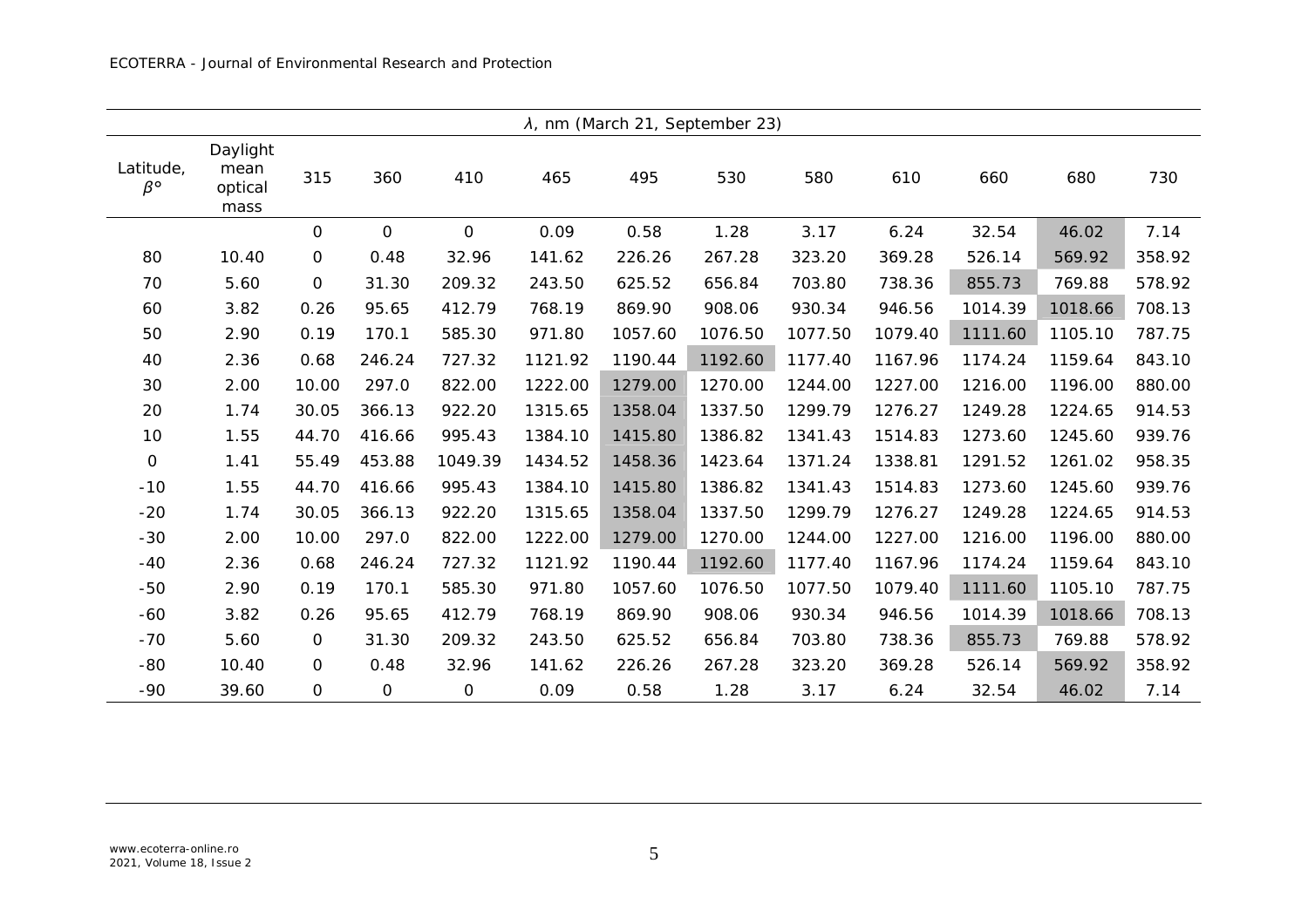| | | λ, nm (March 21, September 23) | | | | | | | | | | |
|---|---|---|---|---|---|---|---|---|---|---|---|---|
| Latitude, β° | Daylight mean optical mass | 315 | 360 | 410 | 465 | 495 | 530 | 580 | 610 | 660 | 680 | 730 |
| | | 0 | 0 | 0 | 0.09 | 0.58 | 1.28 | 3.17 | 6.24 | 32.54 | 46.02 | 7.14 |
| 80 | 10.40 | 0 | 0.48 | 32.96 | 141.62 | 226.26 | 267.28 | 323.20 | 369.28 | 526.14 | 569.92 | 358.92 |
| 70 | 5.60 | 0 | 31.30 | 209.32 | 243.50 | 625.52 | 656.84 | 703.80 | 738.36 | 855.73 | 769.88 | 578.92 |
| 60 | 3.82 | 0.26 | 95.65 | 412.79 | 768.19 | 869.90 | 908.06 | 930.34 | 946.56 | 1014.39 | 1018.66 | 708.13 |
| 50 | 2.90 | 0.19 | 170.1 | 585.30 | 971.80 | 1057.60 | 1076.50 | 1077.50 | 1079.40 | 1111.60 | 1105.10 | 787.75 |
| 40 | 2.36 | 0.68 | 246.24 | 727.32 | 1121.92 | 1190.44 | 1192.60 | 1177.40 | 1167.96 | 1174.24 | 1159.64 | 843.10 |
| 30 | 2.00 | 10.00 | 297.0 | 822.00 | 1222.00 | 1279.00 | 1270.00 | 1244.00 | 1227.00 | 1216.00 | 1196.00 | 880.00 |
| 20 | 1.74 | 30.05 | 366.13 | 922.20 | 1315.65 | 1358.04 | 1337.50 | 1299.79 | 1276.27 | 1249.28 | 1224.65 | 914.53 |
| 10 | 1.55 | 44.70 | 416.66 | 995.43 | 1384.10 | 1415.80 | 1386.82 | 1341.43 | 1514.83 | 1273.60 | 1245.60 | 939.76 |
| 0 | 1.41 | 55.49 | 453.88 | 1049.39 | 1434.52 | 1458.36 | 1423.64 | 1371.24 | 1338.81 | 1291.52 | 1261.02 | 958.35 |
| -10 | 1.55 | 44.70 | 416.66 | 995.43 | 1384.10 | 1415.80 | 1386.82 | 1341.43 | 1514.83 | 1273.60 | 1245.60 | 939.76 |
| -20 | 1.74 | 30.05 | 366.13 | 922.20 | 1315.65 | 1358.04 | 1337.50 | 1299.79 | 1276.27 | 1249.28 | 1224.65 | 914.53 |
| -30 | 2.00 | 10.00 | 297.0 | 822.00 | 1222.00 | 1279.00 | 1270.00 | 1244.00 | 1227.00 | 1216.00 | 1196.00 | 880.00 |
| -40 | 2.36 | 0.68 | 246.24 | 727.32 | 1121.92 | 1190.44 | 1192.60 | 1177.40 | 1167.96 | 1174.24 | 1159.64 | 843.10 |
| -50 | 2.90 | 0.19 | 170.1 | 585.30 | 971.80 | 1057.60 | 1076.50 | 1077.50 | 1079.40 | 1111.60 | 1105.10 | 787.75 |
| -60 | 3.82 | 0.26 | 95.65 | 412.79 | 768.19 | 869.90 | 908.06 | 930.34 | 946.56 | 1014.39 | 1018.66 | 708.13 |
| -70 | 5.60 | 0 | 31.30 | 209.32 | 243.50 | 625.52 | 656.84 | 703.80 | 738.36 | 855.73 | 769.88 | 578.92 |
| -80 | 10.40 | 0 | 0.48 | 32.96 | 141.62 | 226.26 | 267.28 | 323.20 | 369.28 | 526.14 | 569.92 | 358.92 |
| -90 | 39.60 | 0 | 0 | 0 | 0.09 | 0.58 | 1.28 | 3.17 | 6.24 | 32.54 | 46.02 | 7.14 |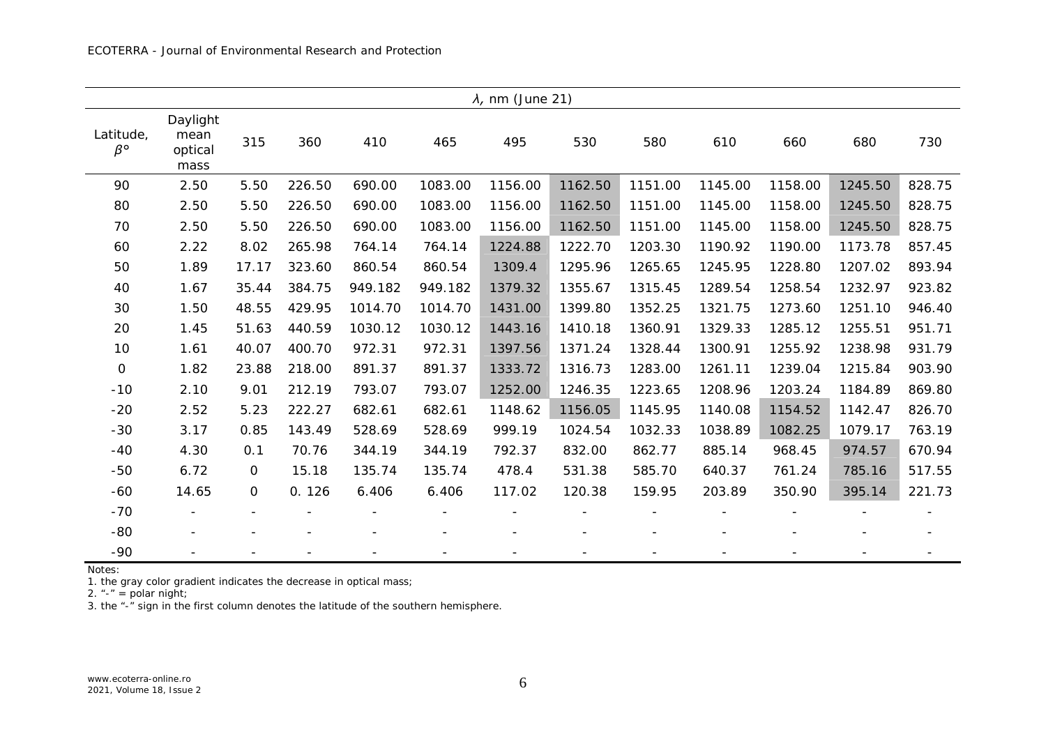| Latitude, $\beta$° | Daylight mean optical mass | $\lambda$, nm (June 21) | | | | | | | | | | |
|---|---|---|---|---|---|---|---|---|---|---|---|---|
| | | 315 | 360 | 410 | 465 | 495 | 530 | 580 | 610 | 660 | 680 | 730 |
| 90 | 2.50 | 5.50 | 226.50 | 690.00 | 1083.00 | 1156.00 | 1162.50 | 1151.00 | 1145.00 | 1158.00 | 1245.50 | 828.75 |
| 80 | 2.50 | 5.50 | 226.50 | 690.00 | 1083.00 | 1156.00 | 1162.50 | 1151.00 | 1145.00 | 1158.00 | 1245.50 | 828.75 |
| 70 | 2.50 | 5.50 | 226.50 | 690.00 | 1083.00 | 1156.00 | 1162.50 | 1151.00 | 1145.00 | 1158.00 | 1245.50 | 828.75 |
| 60 | 2.22 | 8.02 | 265.98 | 764.14 | 764.14 | 1224.88 | 1222.70 | 1203.30 | 1190.92 | 1190.00 | 1173.78 | 857.45 |
| 50 | 1.89 | 17.17 | 323.60 | 860.54 | 860.54 | 1309.4 | 1295.96 | 1265.65 | 1245.95 | 1228.80 | 1207.02 | 893.94 |
| 40 | 1.67 | 35.44 | 384.75 | 949.182 | 949.182 | 1379.32 | 1355.67 | 1315.45 | 1289.54 | 1258.54 | 1232.97 | 923.82 |
| 30 | 1.50 | 48.55 | 429.95 | 1014.70 | 1014.70 | 1431.00 | 1399.80 | 1352.25 | 1321.75 | 1273.60 | 1251.10 | 946.40 |
| 20 | 1.45 | 51.63 | 440.59 | 1030.12 | 1030.12 | 1443.16 | 1410.18 | 1360.91 | 1329.33 | 1285.12 | 1255.51 | 951.71 |
| 10 | 1.61 | 40.07 | 400.70 | 972.31 | 972.31 | 1397.56 | 1371.24 | 1328.44 | 1300.91 | 1255.92 | 1238.98 | 931.79 |
| 0 | 1.82 | 23.88 | 218.00 | 891.37 | 891.37 | 1333.72 | 1316.73 | 1283.00 | 1261.11 | 1239.04 | 1215.84 | 903.90 |
| -10 | 2.10 | 9.01 | 212.19 | 793.07 | 793.07 | 1252.00 | 1246.35 | 1223.65 | 1208.96 | 1203.24 | 1184.89 | 869.80 |
| -20 | 2.52 | 5.23 | 222.27 | 682.61 | 682.61 | 1148.62 | 1156.05 | 1145.95 | 1140.08 | 1154.52 | 1142.47 | 826.70 |
| -30 | 3.17 | 0.85 | 143.49 | 528.69 | 528.69 | 999.19 | 1024.54 | 1032.33 | 1038.89 | 1082.25 | 1079.17 | 763.19 |
| -40 | 4.30 | 0.1 | 70.76 | 344.19 | 344.19 | 792.37 | 832.00 | 862.77 | 885.14 | 968.45 | 974.57 | 670.94 |
| -50 | 6.72 | 0 | 15.18 | 135.74 | 135.74 | 478.4 | 531.38 | 585.70 | 640.37 | 761.24 | 785.16 | 517.55 |
| -60 | 14.65 | 0 | 0. 126 | 6.406 | 6.406 | 117.02 | 120.38 | 159.95 | 203.89 | 350.90 | 395.14 | 221.73 |
| -70 | - | - | - | - | - | - | - | - | - | - | - | - |
| -80 | - | - | - | - | - | - | - | - | - | - | - | - |
| -90 | - | - | - | - | - | - | - | - | - | - | - | - |

Notes:
1. the gray color gradient indicates the decrease in optical mass;
2. "-" = polar night;
3. the "-" sign in the first column denotes the latitude of the southern hemisphere.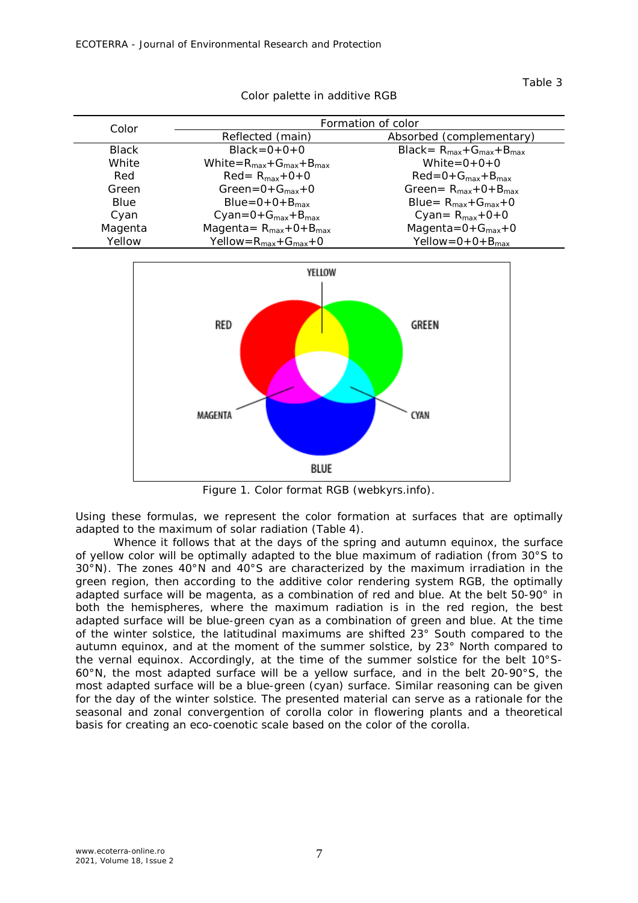Table 3

Color palette in additive RGB

| Color | Formation of color | |
|---|---|---|
| | Reflected (main) | Absorbed (complementary) |
| Black | Black=0+0+0 | Black= $R_{max}+G_{max}+B_{max}$ |
| White | White=$R_{max}+G_{max}+B_{max}$ | White=0+0+0 |
| Red | Red= $R_{max}$+0+0 | Red=0+$G_{max}+B_{max}$ |
| Green | Green=0+$G_{max}$+0 | Green= $R_{max}$+0+$B_{max}$ |
| Blue | Blue=0+0+$B_{max}$ | Blue= $R_{max}+G_{max}$+0 |
| Cyan | Cyan=0+$G_{max}+B_{max}$ | Cyan= $R_{max}$+0+0 |
| Magenta | Magenta= $R_{max}$+0+$B_{max}$ | Magenta=0+$G_{max}$+0 |
| Yellow | Yellow=$R_{max}+G_{max}$+0 | Yellow=0+0+$B_{max}$ |

Figure 1. Color format RGB (webkyrs.info).

Using these formulas, we represent the color formation at surfaces that are optimally adapted to the maximum of solar radiation (Table 4).

Whence it follows that at the days of the spring and autumn equinox, the surface of yellow color will be optimally adapted to the blue maximum of radiation (from 30°S to 30°N). The zones 40°N and 40°S are characterized by the maximum irradiation in the green region, then according to the additive color rendering system RGB, the optimally adapted surface will be magenta, as a combination of red and blue. At the belt 50-90° in both the hemispheres, where the maximum radiation is in the red region, the best adapted surface will be blue-green cyan as a combination of green and blue. At the time of the winter solstice, the latitudinal maximums are shifted 23° South compared to the autumn equinox, and at the moment of the summer solstice, by 23° North compared to the vernal equinox. Accordingly, at the time of the summer solstice for the belt 10°S-60°N, the most adapted surface will be a yellow surface, and in the belt 20-90°S, the most adapted surface will be a blue-green (cyan) surface. Similar reasoning can be given for the day of the winter solstice. The presented material can serve as a rationale for the seasonal and zonal convergention of corolla color in flowering plants and a theoretical basis for creating an eco-coenotic scale based on the color of the corolla.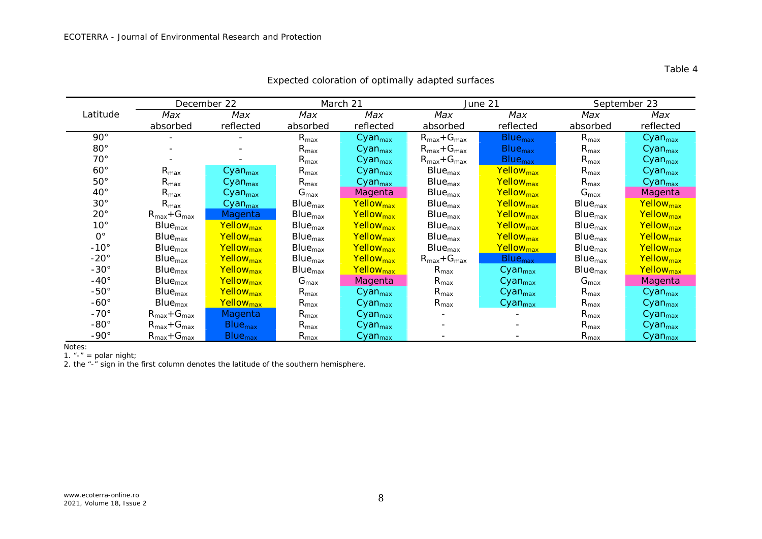Table 4

Expected coloration of optimally adapted surfaces

| Latitude | December 22 | | March 21 | | June 21 | | September 23 | |
|---|---|---|---|---|---|---|---|---|
| | *Max* absorbed | *Max* reflected | *Max* absorbed | *Max* reflected | *Max* absorbed | *Max* reflected | *Max* absorbed | *Max* reflected |
| 90° | - | - | $R_{max}$ | $Cyan_{max}$ | $R_{max}+G_{max}$ | $Blue_{max}$ | $R_{max}$ | $Cyan_{max}$ |
| 80° | - | - | $R_{max}$ | $Cyan_{max}$ | $R_{max}+G_{max}$ | $Blue_{max}$ | $R_{max}$ | $Cyan_{max}$ |
| 70° | - | - | $R_{max}$ | $Cyan_{max}$ | $R_{max}+G_{max}$ | $Blue_{max}$ | $R_{max}$ | $Cyan_{max}$ |
| 60° | $R_{max}$ | $Cyan_{max}$ | $R_{max}$ | $Cyan_{max}$ | $Blue_{max}$ | $Yellow_{max}$ | $R_{max}$ | $Cyan_{max}$ |
| 50° | $R_{max}$ | $Cyan_{max}$ | $R_{max}$ | $Cyan_{max}$ | $Blue_{max}$ | $Yellow_{max}$ | $R_{max}$ | $Cyan_{max}$ |
| 40° | $R_{max}$ | $Cyan_{max}$ | $G_{max}$ | Magenta | $Blue_{max}$ | $Yellow_{max}$ | $G_{max}$ | Magenta |
| 30° | $R_{max}$ | $Cyan_{max}$ | $Blue_{max}$ | $Yellow_{max}$ | $Blue_{max}$ | $Yellow_{max}$ | $Blue_{max}$ | $Yellow_{max}$ |
| 20° | $R_{max}+G_{max}$ | Magenta | $Blue_{max}$ | $Yellow_{max}$ | $Blue_{max}$ | $Yellow_{max}$ | $Blue_{max}$ | $Yellow_{max}$ |
| 10° | $Blue_{max}$ | $Yellow_{max}$ | $Blue_{max}$ | $Yellow_{max}$ | $Blue_{max}$ | $Yellow_{max}$ | $Blue_{max}$ | $Yellow_{max}$ |
| 0° | $Blue_{max}$ | $Yellow_{max}$ | $Blue_{max}$ | $Yellow_{max}$ | $Blue_{max}$ | $Yellow_{max}$ | $Blue_{max}$ | $Yellow_{max}$ |
| -10° | $Blue_{max}$ | $Yellow_{max}$ | $Blue_{max}$ | $Yellow_{max}$ | $Blue_{max}$ | $Yellow_{max}$ | $Blue_{max}$ | $Yellow_{max}$ |
| -20° | $Blue_{max}$ | $Yellow_{max}$ | $Blue_{max}$ | $Yellow_{max}$ | $R_{max}+G_{max}$ | $Blue_{max}$ | $Blue_{max}$ | $Yellow_{max}$ |
| -30° | $Blue_{max}$ | $Yellow_{max}$ | $Blue_{max}$ | $Yellow_{max}$ | $R_{max}$ | $Cyan_{max}$ | $Blue_{max}$ | $Yellow_{max}$ |
| -40° | $Blue_{max}$ | $Yellow_{max}$ | $G_{max}$ | Magenta | $R_{max}$ | $Cyan_{max}$ | $G_{max}$ | Magenta |
| -50° | $Blue_{max}$ | $Yellow_{max}$ | $R_{max}$ | $Cyan_{max}$ | $R_{max}$ | $Cyan_{max}$ | $R_{max}$ | $Cyan_{max}$ |
| -60° | $Blue_{max}$ | $Yellow_{max}$ | $R_{max}$ | $Cyan_{max}$ | $R_{max}$ | $Cyan_{max}$ | $R_{max}$ | $Cyan_{max}$ |
| -70° | $R_{max}+G_{max}$ | Magenta | $R_{max}$ | $Cyan_{max}$ | - | - | $R_{max}$ | $Cyan_{max}$ |
| -80° | $R_{max}+G_{max}$ | $Blue_{max}$ | $R_{max}$ | $Cyan_{max}$ | - | - | $R_{max}$ | $Cyan_{max}$ |
| -90° | $R_{max}+G_{max}$ | $Blue_{max}$ | $R_{max}$ | $Cyan_{max}$ | - | - | $R_{max}$ | $Cyan_{max}$ |

Notes:
1. "-" = polar night;
2. the "-" sign in the first column denotes the latitude of the southern hemisphere.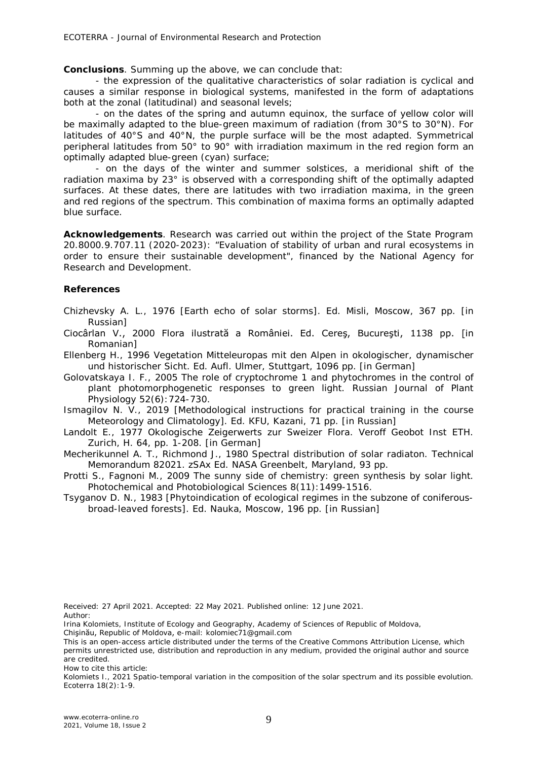**Conclusions**. Summing up the above, we can conclude that:

- the expression of the qualitative characteristics of solar radiation is cyclical and causes a similar response in biological systems, manifested in the form of adaptations both at the zonal (latitudinal) and seasonal levels;
- on the dates of the spring and autumn equinox, the surface of yellow color will be maximally adapted to the blue-green maximum of radiation (from 30°S to 30°N). For latitudes of 40°S and 40°N, the purple surface will be the most adapted. Symmetrical peripheral latitudes from 50° to 90° with irradiation maximum in the red region form an optimally adapted blue-green (cyan) surface;
- on the days of the winter and summer solstices, a meridional shift of the radiation maxima by 23° is observed with a corresponding shift of the optimally adapted surfaces. At these dates, there are latitudes with two irradiation maxima, in the green and red regions of the spectrum. This combination of maxima forms an optimally adapted blue surface.

**Acknowledgements**. Research was carried out within the project of the State Program 20.8000.9.707.11 (2020-2023): "Evaluation of stability of urban and rural ecosystems in order to ensure their sustainable development", financed by the National Agency for Research and Development.

**References**

Chizhevsky A. L., 1976 [Earth echo of solar storms]. Ed. Misli, Moscow, 367 pp. [in Russian]

Ciocârlan V., 2000 Flora ilustrată a României. Ed. Cereş, Bucureşti, 1138 pp. [in Romanian]

Ellenberg H., 1996 Vegetation Mitteleuropas mit den Alpen in okologischer, dynamischer und historischer Sicht. Ed. Aufl. Ulmer, Stuttgart, 1096 pp. [in German]

Golovatskaya I. F., 2005 The role of cryptochrome 1 and phytochromes in the control of plant photomorphogenetic responses to green light. Russian Journal of Plant Physiology 52(6):724-730.

Ismagilov N. V., 2019 [Methodological instructions for practical training in the course Meteorology and Climatology]. Ed. KFU, Kazani, 71 pp. [in Russian]

Landolt E., 1977 Okologische Zeigerwerts zur Sweizer Flora. Veroff Geobot Inst ETH. Zurich, H. 64, pp. 1-208. [in German]

Mecherikunnel A. T., Richmond J., 1980 Spectral distribution of solar radiaton. Technical Memorandum 82021. zSAx Ed. NASA Greenbelt, Maryland, 93 pp.

Protti S., Fagnoni M., 2009 The sunny side of chemistry: green synthesis by solar light. Photochemical and Photobiological Sciences 8(11):1499-1516.

Tsyganov D. N., 1983 [Phytoindication of ecological regimes in the subzone of coniferous-broad-leaved forests]. Ed. Nauka, Moscow, 196 pp. [in Russian]

Received: 27 April 2021. Accepted: 22 May 2021. Published online: 12 June 2021.
Author:
Irina Kolomiets, Institute of Ecology and Geography, Academy of Sciences of Republic of Moldova, Chişinău, Republic of Moldova, e-mail: kolomiec71@gmail.com
This is an open-access article distributed under the terms of the Creative Commons Attribution License, which permits unrestricted use, distribution and reproduction in any medium, provided the original author and source are credited.
How to cite this article:
Kolomiets I., 2021 Spatio-temporal variation in the composition of the solar spectrum and its possible evolution. Ecoterra 18(2):1-9.